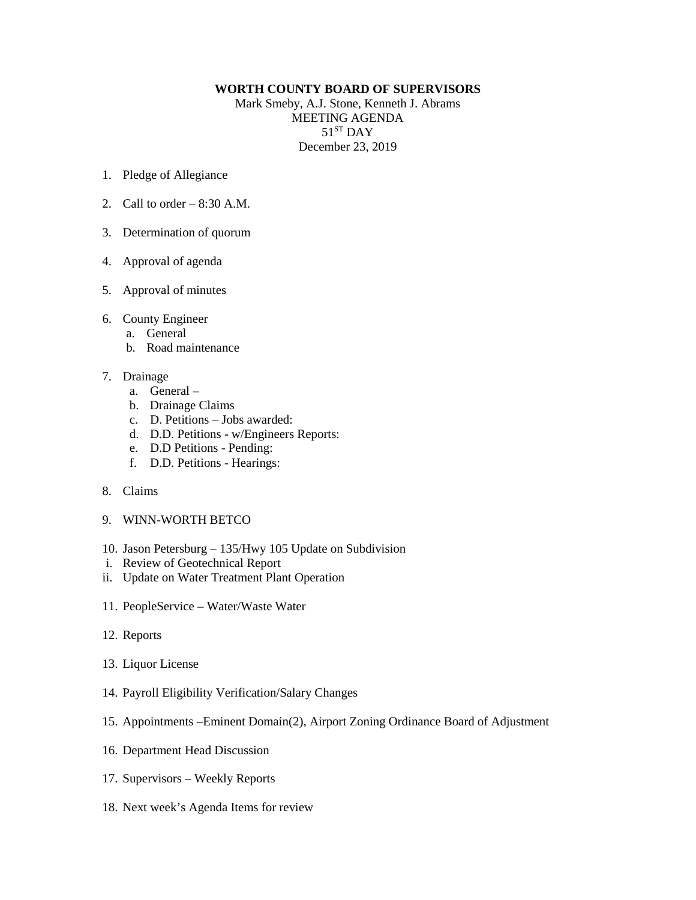**WORTH COUNTY BOARD OF SUPERVISORS**

Mark Smeby, A.J. Stone, Kenneth J. Abrams

MEETING AGENDA

51ST DAY

December 23, 2019

1. Pledge of Allegiance

2. Call to order – 8:30 A.M.

3. Determination of quorum

4. Approval of agenda

5. Approval of minutes

6. County Engineer
   a. General
   b. Road maintenance

7. Drainage
   a. General –
   b. Drainage Claims
   c. D. Petitions – Jobs awarded:
   d. D.D. Petitions - w/Engineers Reports:
   e. D.D Petitions - Pending:
   f. D.D. Petitions - Hearings:

8. Claims

9. WINN-WORTH BETCO

10. Jason Petersburg – 135/Hwy 105 Update on Subdivision
    i. Review of Geotechnical Report
    ii. Update on Water Treatment Plant Operation

11. PeopleService – Water/Waste Water

12. Reports

13. Liquor License

14. Payroll Eligibility Verification/Salary Changes

15. Appointments –Eminent Domain(2), Airport Zoning Ordinance Board of Adjustment

16. Department Head Discussion

17. Supervisors – Weekly Reports

18. Next week's Agenda Items for review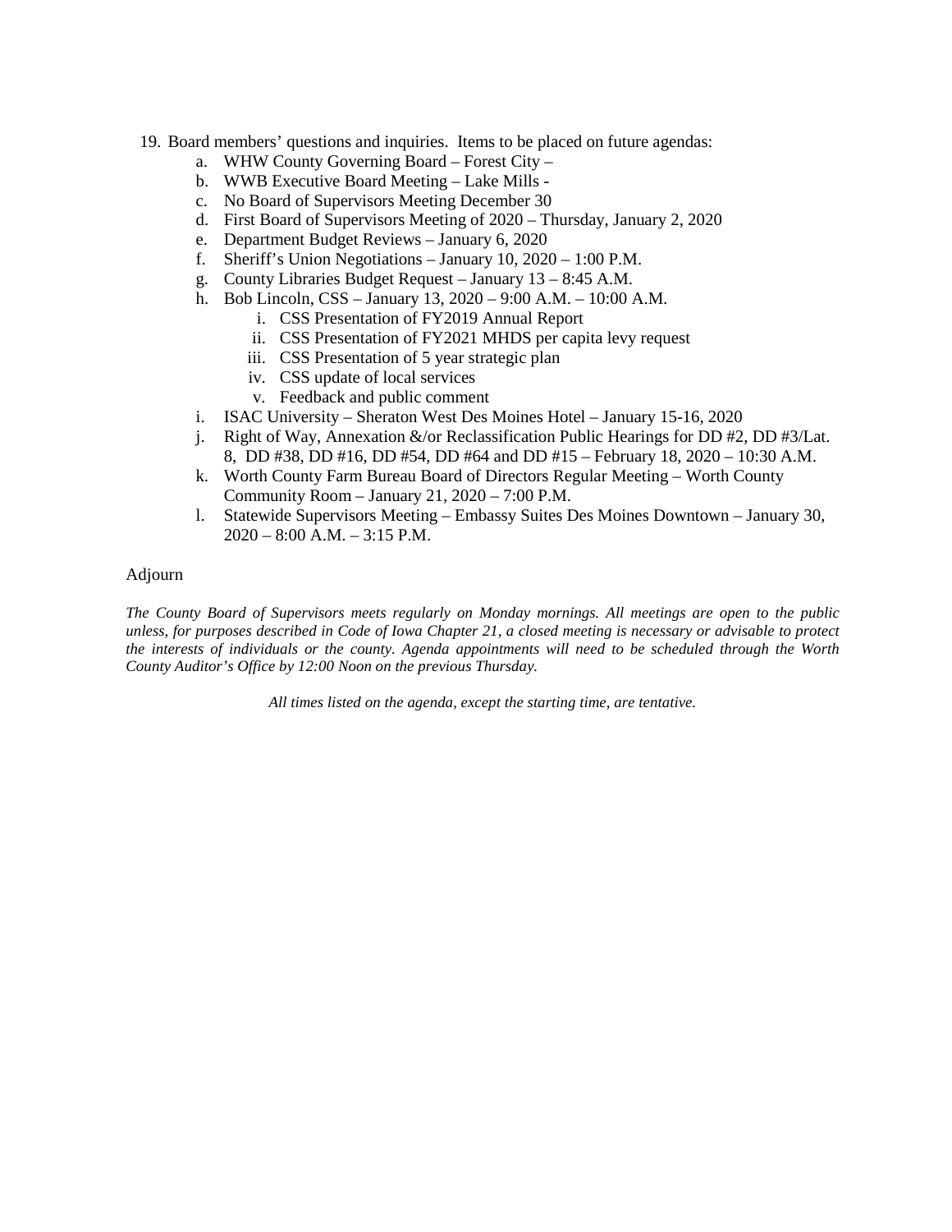19. Board members' questions and inquiries. Items to be placed on future agendas:
    a. WHW County Governing Board – Forest City –
    b. WWB Executive Board Meeting – Lake Mills -
    c. No Board of Supervisors Meeting December 30
    d. First Board of Supervisors Meeting of 2020 – Thursday, January 2, 2020
    e. Department Budget Reviews – January 6, 2020
    f. Sheriff's Union Negotiations – January 10, 2020 – 1:00 P.M.
    g. County Libraries Budget Request – January 13 – 8:45 A.M.
    h. Bob Lincoln, CSS – January 13, 2020 – 9:00 A.M. – 10:00 A.M.
        i. CSS Presentation of FY2019 Annual Report
        ii. CSS Presentation of FY2021 MHDS per capita levy request
        iii. CSS Presentation of 5 year strategic plan
        iv. CSS update of local services
        v. Feedback and public comment
    i. ISAC University – Sheraton West Des Moines Hotel – January 15-16, 2020
    j. Right of Way, Annexation &/or Reclassification Public Hearings for DD #2, DD #3/Lat. 8, DD #38, DD #16, DD #54, DD #64 and DD #15 – February 18, 2020 – 10:30 A.M.
    k. Worth County Farm Bureau Board of Directors Regular Meeting – Worth County Community Room – January 21, 2020 – 7:00 P.M.
    l. Statewide Supervisors Meeting – Embassy Suites Des Moines Downtown – January 30, 2020 – 8:00 A.M. – 3:15 P.M.

Adjourn

*The County Board of Supervisors meets regularly on Monday mornings. All meetings are open to the public unless, for purposes described in Code of Iowa Chapter 21, a closed meeting is necessary or advisable to protect the interests of individuals or the county. Agenda appointments will need to be scheduled through the Worth County Auditor's Office by 12:00 Noon on the previous Thursday.*

*All times listed on the agenda, except the starting time, are tentative.*